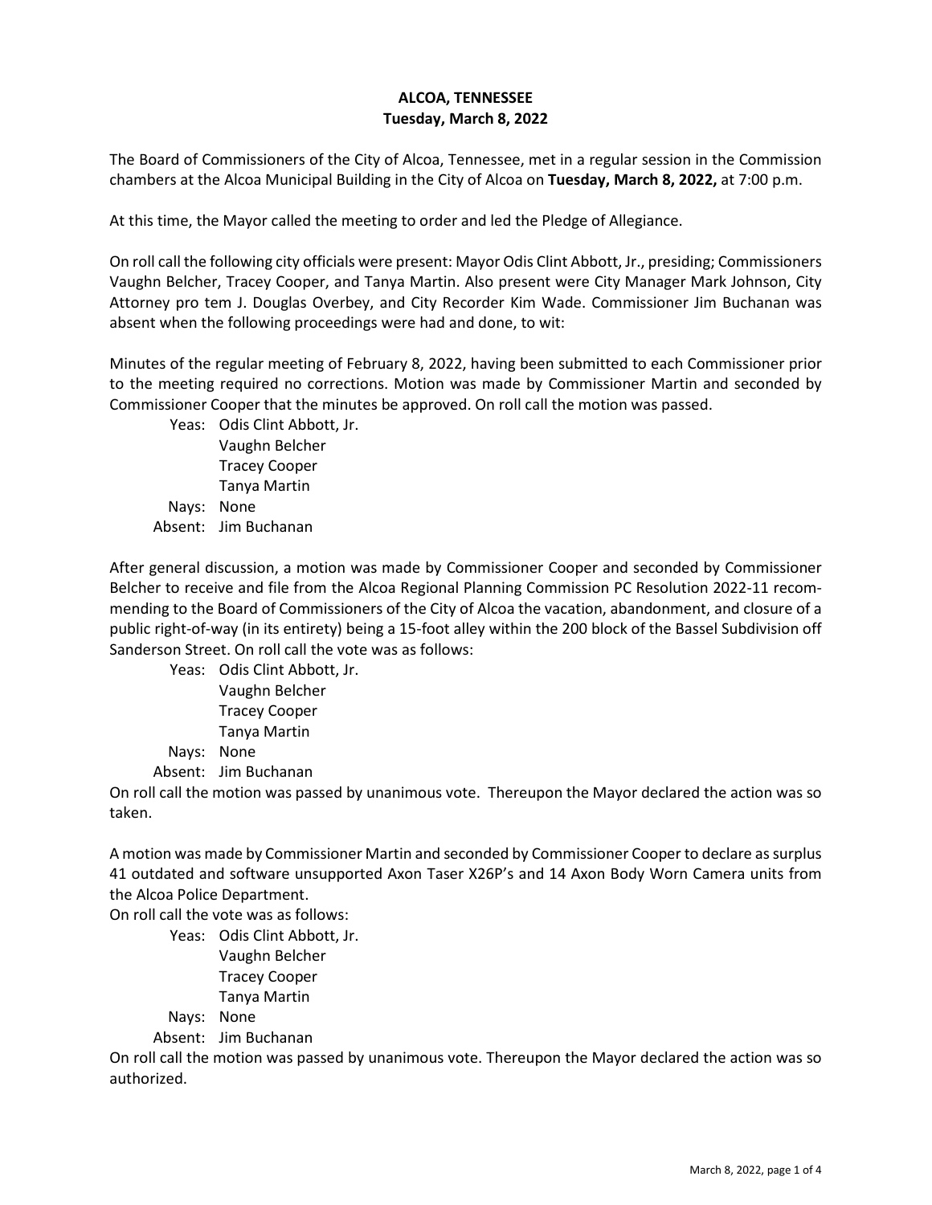**ALCOA, TENNESSEE**
**Tuesday, March 8, 2022**

The Board of Commissioners of the City of Alcoa, Tennessee, met in a regular session in the Commission chambers at the Alcoa Municipal Building in the City of Alcoa on **Tuesday, March 8, 2022,** at 7:00 p.m.

At this time, the Mayor called the meeting to order and led the Pledge of Allegiance.

On roll call the following city officials were present: Mayor Odis Clint Abbott, Jr., presiding; Commissioners Vaughn Belcher, Tracey Cooper, and Tanya Martin. Also present were City Manager Mark Johnson, City Attorney pro tem J. Douglas Overbey, and City Recorder Kim Wade. Commissioner Jim Buchanan was absent when the following proceedings were had and done, to wit:

Minutes of the regular meeting of February 8, 2022, having been submitted to each Commissioner prior to the meeting required no corrections. Motion was made by Commissioner Martin and seconded by Commissioner Cooper that the minutes be approved. On roll call the motion was passed.

Yeas: Odis Clint Abbott, Jr.
Vaughn Belcher
Tracey Cooper
Tanya Martin
Nays: None
Absent: Jim Buchanan

After general discussion, a motion was made by Commissioner Cooper and seconded by Commissioner Belcher to receive and file from the Alcoa Regional Planning Commission PC Resolution 2022-11 recommending to the Board of Commissioners of the City of Alcoa the vacation, abandonment, and closure of a public right-of-way (in its entirety) being a 15-foot alley within the 200 block of the Bassel Subdivision off Sanderson Street. On roll call the vote was as follows:

Yeas: Odis Clint Abbott, Jr.
Vaughn Belcher
Tracey Cooper
Tanya Martin
Nays: None
Absent: Jim Buchanan

On roll call the motion was passed by unanimous vote. Thereupon the Mayor declared the action was so taken.

A motion was made by Commissioner Martin and seconded by Commissioner Cooper to declare as surplus 41 outdated and software unsupported Axon Taser X26P's and 14 Axon Body Worn Camera units from the Alcoa Police Department.

On roll call the vote was as follows:

Yeas: Odis Clint Abbott, Jr.
Vaughn Belcher
Tracey Cooper
Tanya Martin
Nays: None
Absent: Jim Buchanan

On roll call the motion was passed by unanimous vote. Thereupon the Mayor declared the action was so authorized.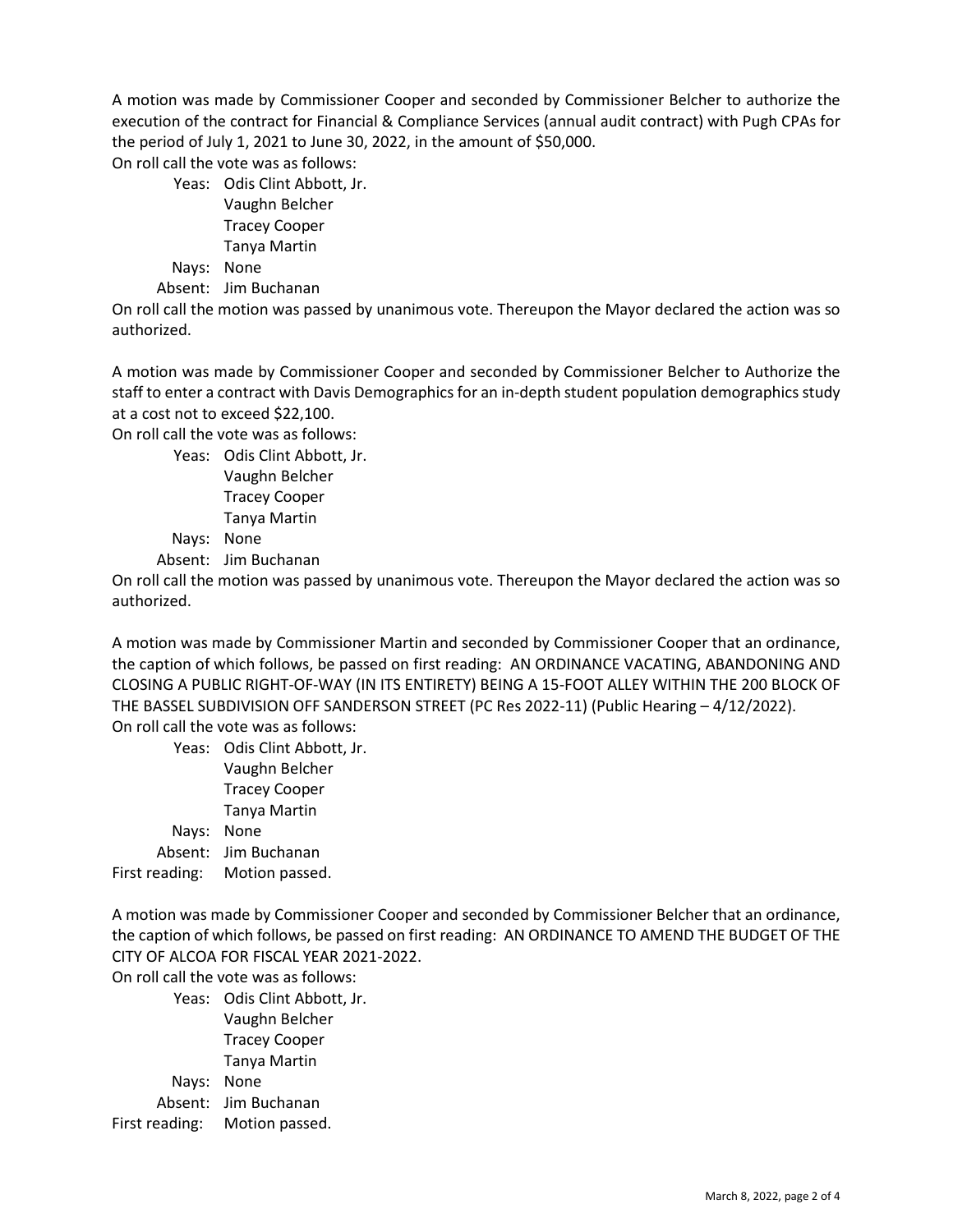A motion was made by Commissioner Cooper and seconded by Commissioner Belcher to authorize the execution of the contract for Financial & Compliance Services (annual audit contract) with Pugh CPAs for the period of July 1, 2021 to June 30, 2022, in the amount of $50,000.

On roll call the vote was as follows:

Yeas: Odis Clint Abbott, Jr.
Vaughn Belcher
Tracey Cooper
Tanya Martin
Nays: None
Absent: Jim Buchanan

On roll call the motion was passed by unanimous vote. Thereupon the Mayor declared the action was so authorized.

A motion was made by Commissioner Cooper and seconded by Commissioner Belcher to Authorize the staff to enter a contract with Davis Demographics for an in-depth student population demographics study at a cost not to exceed $22,100.

On roll call the vote was as follows:

Yeas: Odis Clint Abbott, Jr.
Vaughn Belcher
Tracey Cooper
Tanya Martin
Nays: None
Absent: Jim Buchanan

On roll call the motion was passed by unanimous vote. Thereupon the Mayor declared the action was so authorized.

A motion was made by Commissioner Martin and seconded by Commissioner Cooper that an ordinance, the caption of which follows, be passed on first reading: AN ORDINANCE VACATING, ABANDONING AND CLOSING A PUBLIC RIGHT-OF-WAY (IN ITS ENTIRETY) BEING A 15-FOOT ALLEY WITHIN THE 200 BLOCK OF THE BASSEL SUBDIVISION OFF SANDERSON STREET (PC Res 2022-11) (Public Hearing – 4/12/2022).

On roll call the vote was as follows:

Yeas: Odis Clint Abbott, Jr.
Vaughn Belcher
Tracey Cooper
Tanya Martin
Nays: None
Absent: Jim Buchanan
First reading: Motion passed.

A motion was made by Commissioner Cooper and seconded by Commissioner Belcher that an ordinance, the caption of which follows, be passed on first reading: AN ORDINANCE TO AMEND THE BUDGET OF THE CITY OF ALCOA FOR FISCAL YEAR 2021-2022.

On roll call the vote was as follows:

Yeas: Odis Clint Abbott, Jr.
Vaughn Belcher
Tracey Cooper
Tanya Martin
Nays: None
Absent: Jim Buchanan
First reading: Motion passed.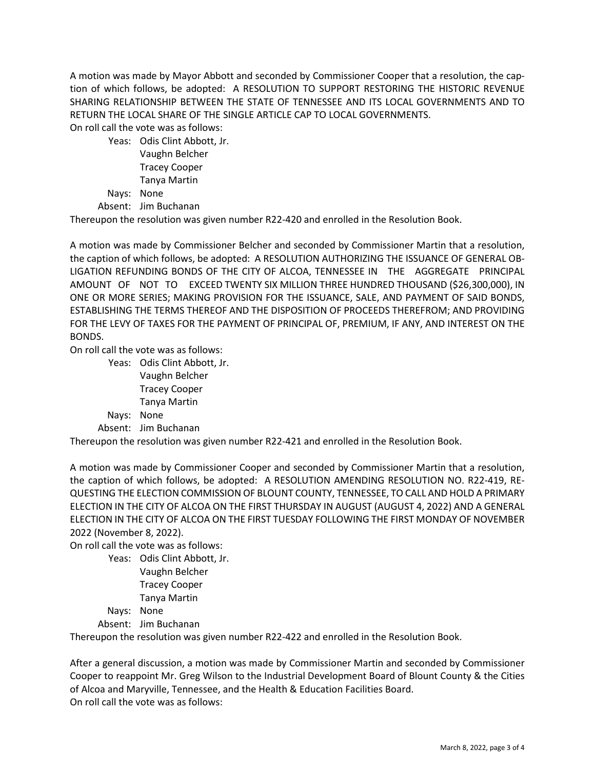A motion was made by Mayor Abbott and seconded by Commissioner Cooper that a resolution, the caption of which follows, be adopted: A RESOLUTION TO SUPPORT RESTORING THE HISTORIC REVENUE SHARING RELATIONSHIP BETWEEN THE STATE OF TENNESSEE AND ITS LOCAL GOVERNMENTS AND TO RETURN THE LOCAL SHARE OF THE SINGLE ARTICLE CAP TO LOCAL GOVERNMENTS.
On roll call the vote was as follows:

Yeas: Odis Clint Abbott, Jr.
Vaughn Belcher
Tracey Cooper
Tanya Martin
Nays: None
Absent: Jim Buchanan

Thereupon the resolution was given number R22-420 and enrolled in the Resolution Book.

A motion was made by Commissioner Belcher and seconded by Commissioner Martin that a resolution, the caption of which follows, be adopted: A RESOLUTION AUTHORIZING THE ISSUANCE OF GENERAL OBLIGATION REFUNDING BONDS OF THE CITY OF ALCOA, TENNESSEE IN THE AGGREGATE PRINCIPAL AMOUNT OF NOT TO EXCEED TWENTY SIX MILLION THREE HUNDRED THOUSAND ($26,300,000), IN ONE OR MORE SERIES; MAKING PROVISION FOR THE ISSUANCE, SALE, AND PAYMENT OF SAID BONDS, ESTABLISHING THE TERMS THEREOF AND THE DISPOSITION OF PROCEEDS THEREFROM; AND PROVIDING FOR THE LEVY OF TAXES FOR THE PAYMENT OF PRINCIPAL OF, PREMIUM, IF ANY, AND INTEREST ON THE BONDS.
On roll call the vote was as follows:

Yeas: Odis Clint Abbott, Jr.
Vaughn Belcher
Tracey Cooper
Tanya Martin
Nays: None
Absent: Jim Buchanan

Thereupon the resolution was given number R22-421 and enrolled in the Resolution Book.

A motion was made by Commissioner Cooper and seconded by Commissioner Martin that a resolution, the caption of which follows, be adopted: A RESOLUTION AMENDING RESOLUTION NO. R22-419, REQUESTING THE ELECTION COMMISSION OF BLOUNT COUNTY, TENNESSEE, TO CALL AND HOLD A PRIMARY ELECTION IN THE CITY OF ALCOA ON THE FIRST THURSDAY IN AUGUST (AUGUST 4, 2022) AND A GENERAL ELECTION IN THE CITY OF ALCOA ON THE FIRST TUESDAY FOLLOWING THE FIRST MONDAY OF NOVEMBER 2022 (November 8, 2022).
On roll call the vote was as follows:

Yeas: Odis Clint Abbott, Jr.
Vaughn Belcher
Tracey Cooper
Tanya Martin
Nays: None
Absent: Jim Buchanan

Thereupon the resolution was given number R22-422 and enrolled in the Resolution Book.

After a general discussion, a motion was made by Commissioner Martin and seconded by Commissioner Cooper to reappoint Mr. Greg Wilson to the Industrial Development Board of Blount County & the Cities of Alcoa and Maryville, Tennessee, and the Health & Education Facilities Board.
On roll call the vote was as follows: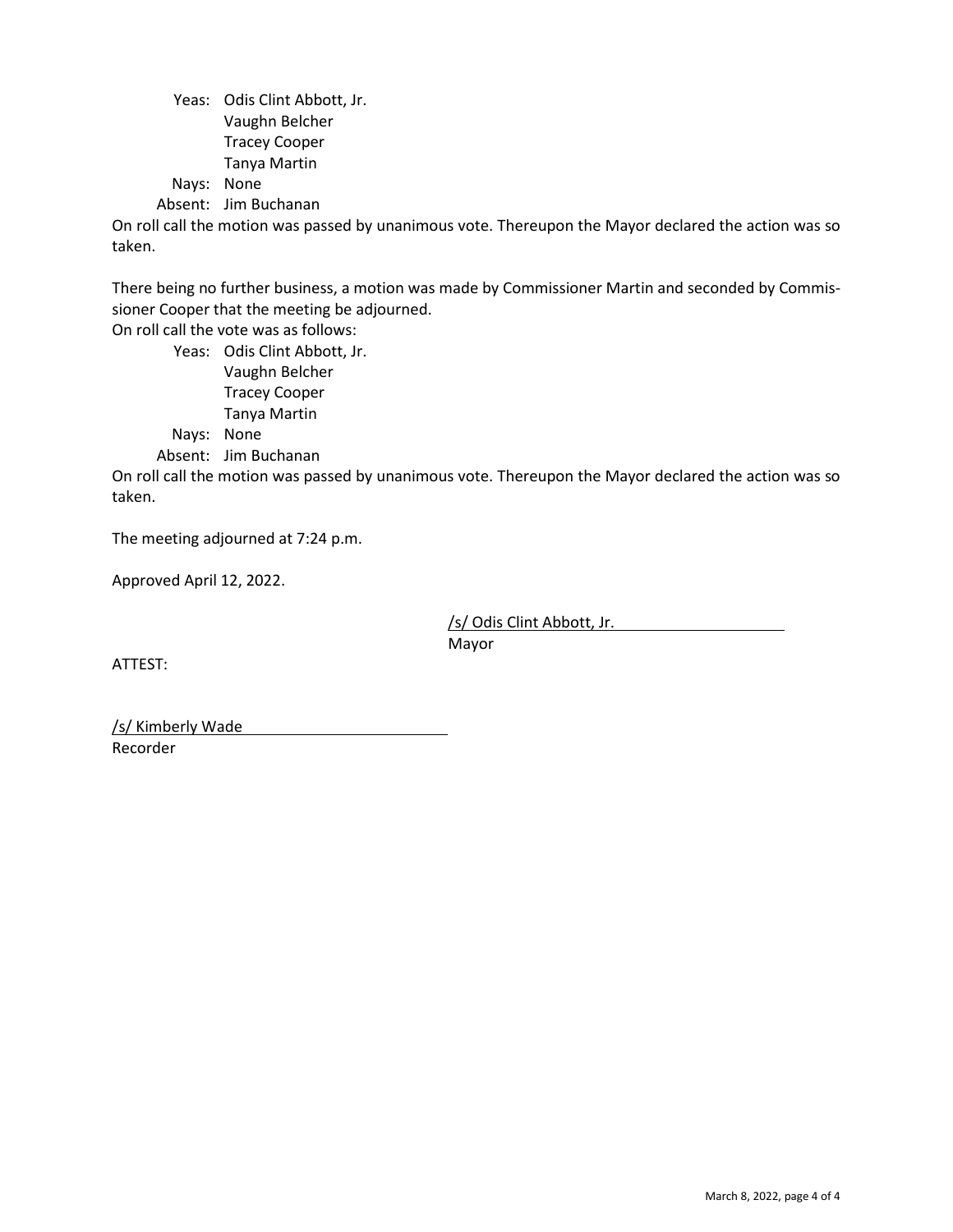Yeas: Odis Clint Abbott, Jr.
Vaughn Belcher
Tracey Cooper
Tanya Martin
Nays: None
Absent: Jim Buchanan

On roll call the motion was passed by unanimous vote. Thereupon the Mayor declared the action was so taken.

There being no further business, a motion was made by Commissioner Martin and seconded by Commissioner Cooper that the meeting be adjourned.

On roll call the vote was as follows:

Yeas: Odis Clint Abbott, Jr.
Vaughn Belcher
Tracey Cooper
Tanya Martin
Nays: None
Absent: Jim Buchanan

On roll call the motion was passed by unanimous vote. Thereupon the Mayor declared the action was so taken.

The meeting adjourned at 7:24 p.m.

Approved April 12, 2022.

/s/ Odis Clint Abbott, Jr.
Mayor

ATTEST:

/s/ Kimberly Wade
Recorder